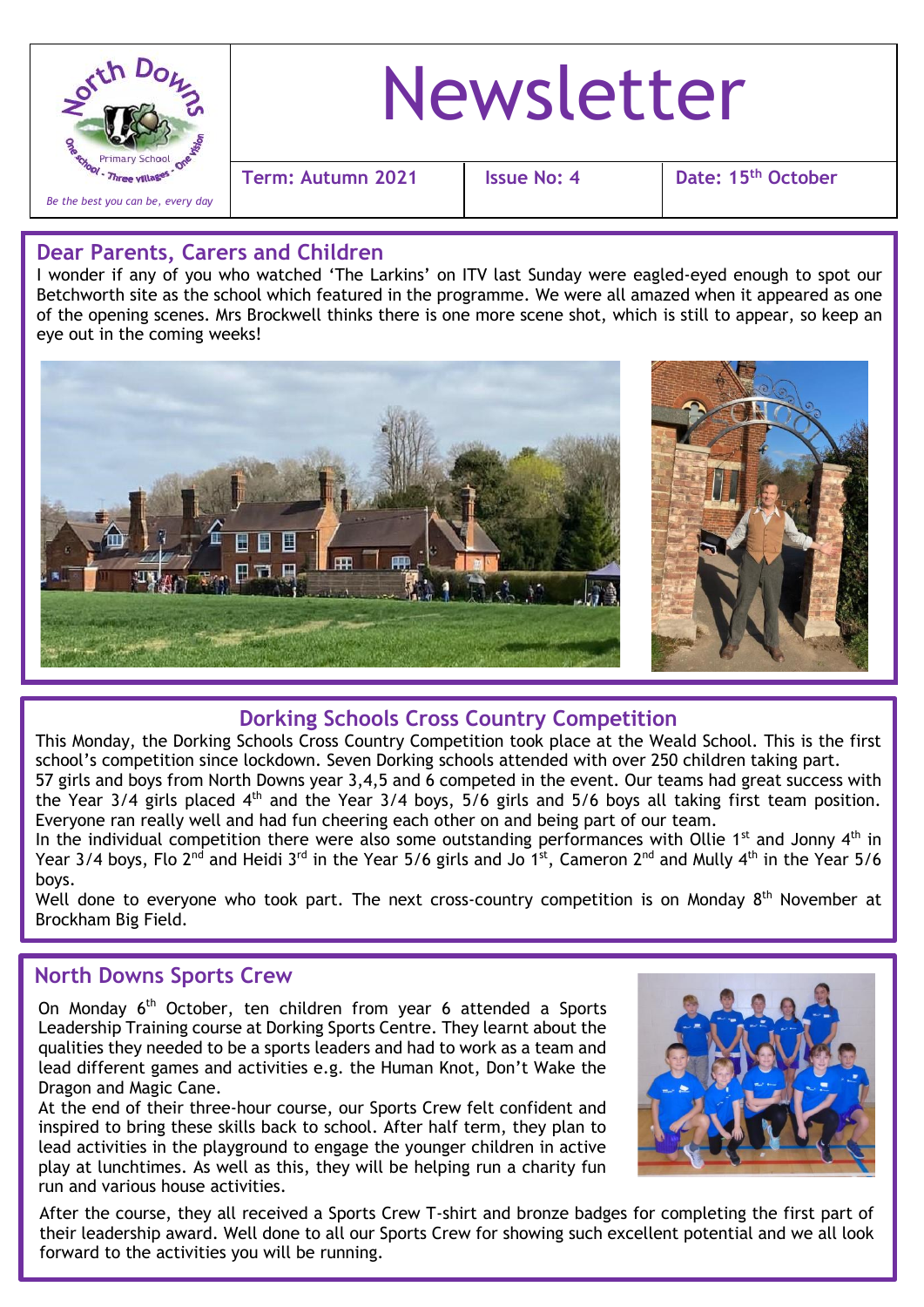North Downs Primary School – One school - Three villages - One vision

*Be the best you can be, every day*

# Newsletter

**Term: Autumn 2021** | **Issue No: 4** | **Date: 15th October**

## Dear Parents, Carers and Children

I wonder if any of you who watched 'The Larkins' on ITV last Sunday were eagled-eyed enough to spot our Betchworth site as the school which featured in the programme. We were all amazed when it appeared as one of the opening scenes. Mrs Brockwell thinks there is one more scene shot, which is still to appear, so keep an eye out in the coming weeks!

## Dorking Schools Cross Country Competition

This Monday, the Dorking Schools Cross Country Competition took place at the Weald School. This is the first school's competition since lockdown. Seven Dorking schools attended with over 250 children taking part.

57 girls and boys from North Downs year 3,4,5 and 6 competed in the event. Our teams had great success with the Year 3/4 girls placed 4th and the Year 3/4 boys, 5/6 girls and 5/6 boys all taking first team position. Everyone ran really well and had fun cheering each other on and being part of our team.

In the individual competition there were also some outstanding performances with Ollie 1st and Jonny 4th in Year 3/4 boys, Flo 2nd and Heidi 3rd in the Year 5/6 girls and Jo 1st, Cameron 2nd and Mully 4th in the Year 5/6 boys.

Well done to everyone who took part. The next cross-country competition is on Monday 8th November at Brockham Big Field.

## North Downs Sports Crew

On Monday 6th October, ten children from year 6 attended a Sports Leadership Training course at Dorking Sports Centre. They learnt about the qualities they needed to be a sports leaders and had to work as a team and lead different games and activities e.g. the Human Knot, Don't Wake the Dragon and Magic Cane.

At the end of their three-hour course, our Sports Crew felt confident and inspired to bring these skills back to school. After half term, they plan to lead activities in the playground to engage the younger children in active play at lunchtimes. As well as this, they will be helping run a charity fun run and various house activities.

After the course, they all received a Sports Crew T-shirt and bronze badges for completing the first part of their leadership award. Well done to all our Sports Crew for showing such excellent potential and we all look forward to the activities you will be running.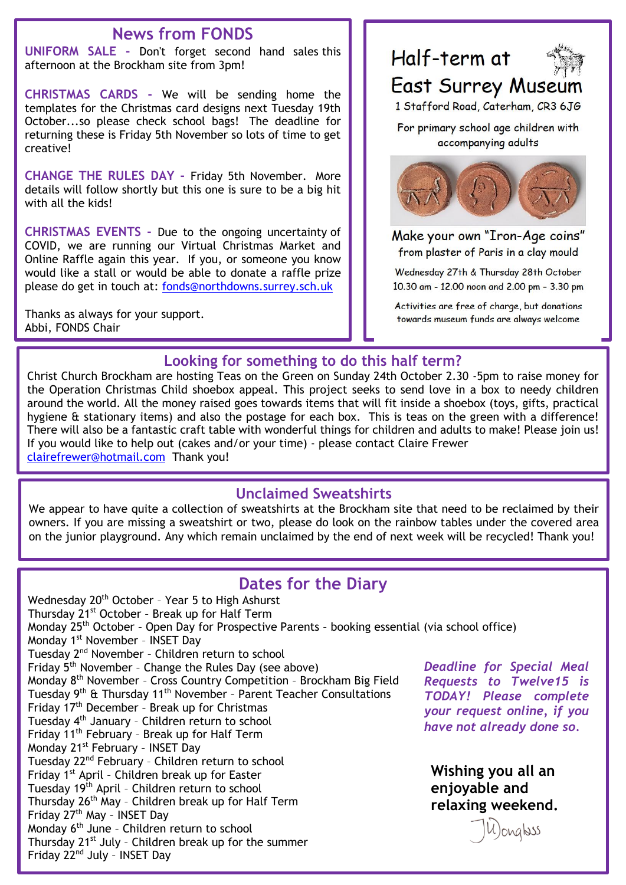## News from FONDS

**UNIFORM SALE -** Don't forget second hand sales this afternoon at the Brockham site from 3pm!

**CHRISTMAS CARDS -** We will be sending home the templates for the Christmas card designs next Tuesday 19th October...so please check school bags! The deadline for returning these is Friday 5th November so lots of time to get creative!

**CHANGE THE RULES DAY -** Friday 5th November. More details will follow shortly but this one is sure to be a big hit with all the kids!

**CHRISTMAS EVENTS -** Due to the ongoing uncertainty of COVID, we are running our Virtual Christmas Market and Online Raffle again this year. If you, or someone you know would like a stall or would be able to donate a raffle prize please do get in touch at: fonds@northdowns.surrey.sch.uk

Thanks as always for your support.
Abbi, FONDS Chair

## Half-term at East Surrey Museum

1 Stafford Road, Caterham, CR3 6JG

For primary school age children with accompanying adults

Make your own "Iron-Age coins" from plaster of Paris in a clay mould

Wednesday 27th & Thursday 28th October
10.30 am - 12.00 noon and 2.00 pm - 3.30 pm

Activities are free of charge, but donations towards museum funds are always welcome

## Looking for something to do this half term?

Christ Church Brockham are hosting Teas on the Green on Sunday 24th October 2.30 -5pm to raise money for the Operation Christmas Child shoebox appeal. This project seeks to send love in a box to needy children around the world. All the money raised goes towards items that will fit inside a shoebox (toys, gifts, practical hygiene & stationary items) and also the postage for each box. This is teas on the green with a difference! There will also be a fantastic craft table with wonderful things for children and adults to make! Please join us! If you would like to help out (cakes and/or your time) - please contact Claire Frewer clairefrewer@hotmail.com Thank you!

## Unclaimed Sweatshirts

We appear to have quite a collection of sweatshirts at the Brockham site that need to be reclaimed by their owners. If you are missing a sweatshirt or two, please do look on the rainbow tables under the covered area on the junior playground. Any which remain unclaimed by the end of next week will be recycled! Thank you!

## Dates for the Diary

Wednesday 20th October – Year 5 to High Ashurst
Thursday 21st October – Break up for Half Term
Monday 25th October – Open Day for Prospective Parents – booking essential (via school office)
Monday 1st November – INSET Day
Tuesday 2nd November – Children return to school
Friday 5th November – Change the Rules Day (see above)
Monday 8th November – Cross Country Competition – Brockham Big Field
Tuesday 9th & Thursday 11th November – Parent Teacher Consultations
Friday 17th December – Break up for Christmas
Tuesday 4th January – Children return to school
Friday 11th February – Break up for Half Term
Monday 21st February – INSET Day
Tuesday 22nd February – Children return to school
Friday 1st April – Children break up for Easter
Tuesday 19th April – Children return to school
Thursday 26th May – Children break up for Half Term
Friday 27th May – INSET Day
Monday 6th June – Children return to school
Thursday 21st July – Children break up for the summer
Friday 22nd July – INSET Day

*Deadline for Special Meal Requests to Twelve15 is TODAY! Please complete your request online, if you have not already done so.*

**Wishing you all an enjoyable and relaxing weekend.**

JWDouglass